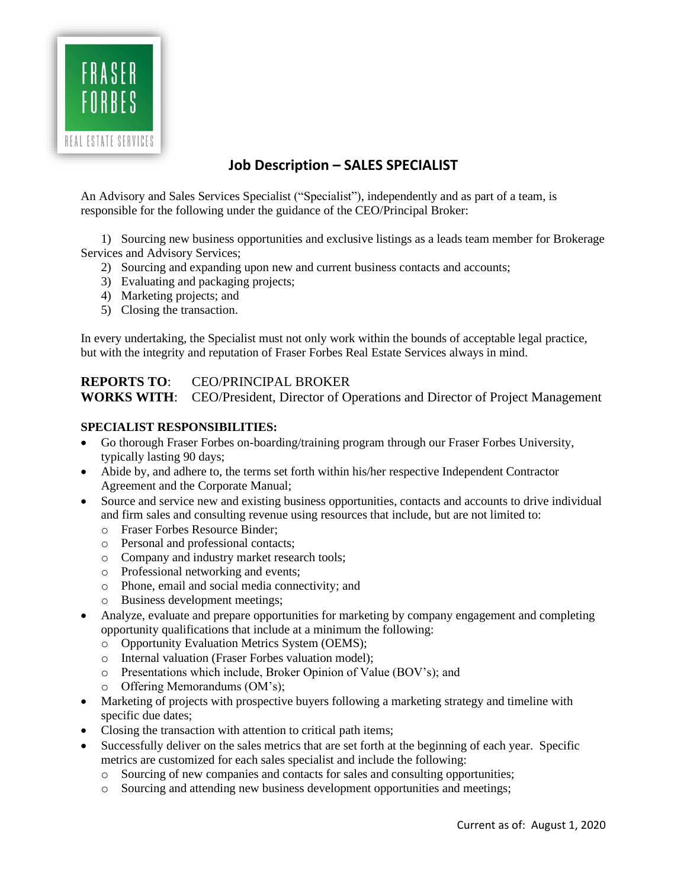FRASER FORBES

REAL ESTATE SERVICES

# Job Description – SALES SPECIALIST

An Advisory and Sales Services Specialist ("Specialist"), independently and as part of a team, is responsible for the following under the guidance of the CEO/Principal Broker:

1) Sourcing new business opportunities and exclusive listings as a leads team member for Brokerage Services and Advisory Services;
2) Sourcing and expanding upon new and current business contacts and accounts;
3) Evaluating and packaging projects;
4) Marketing projects; and
5) Closing the transaction.

In every undertaking, the Specialist must not only work within the bounds of acceptable legal practice, but with the integrity and reputation of Fraser Forbes Real Estate Services always in mind.

**REPORTS TO**: CEO/PRINCIPAL BROKER
**WORKS WITH**: CEO/President, Director of Operations and Director of Project Management

**SPECIALIST RESPONSIBILITIES:**

- Go thorough Fraser Forbes on-boarding/training program through our Fraser Forbes University, typically lasting 90 days;
- Abide by, and adhere to, the terms set forth within his/her respective Independent Contractor Agreement and the Corporate Manual;
- Source and service new and existing business opportunities, contacts and accounts to drive individual and firm sales and consulting revenue using resources that include, but are not limited to:
  - Fraser Forbes Resource Binder;
  - Personal and professional contacts;
  - Company and industry market research tools;
  - Professional networking and events;
  - Phone, email and social media connectivity; and
  - Business development meetings;
- Analyze, evaluate and prepare opportunities for marketing by company engagement and completing opportunity qualifications that include at a minimum the following:
  - Opportunity Evaluation Metrics System (OEMS);
  - Internal valuation (Fraser Forbes valuation model);
  - Presentations which include, Broker Opinion of Value (BOV's); and
  - Offering Memorandums (OM's);
- Marketing of projects with prospective buyers following a marketing strategy and timeline with specific due dates;
- Closing the transaction with attention to critical path items;
- Successfully deliver on the sales metrics that are set forth at the beginning of each year. Specific metrics are customized for each sales specialist and include the following:
  - Sourcing of new companies and contacts for sales and consulting opportunities;
  - Sourcing and attending new business development opportunities and meetings;

Current as of: August 1, 2020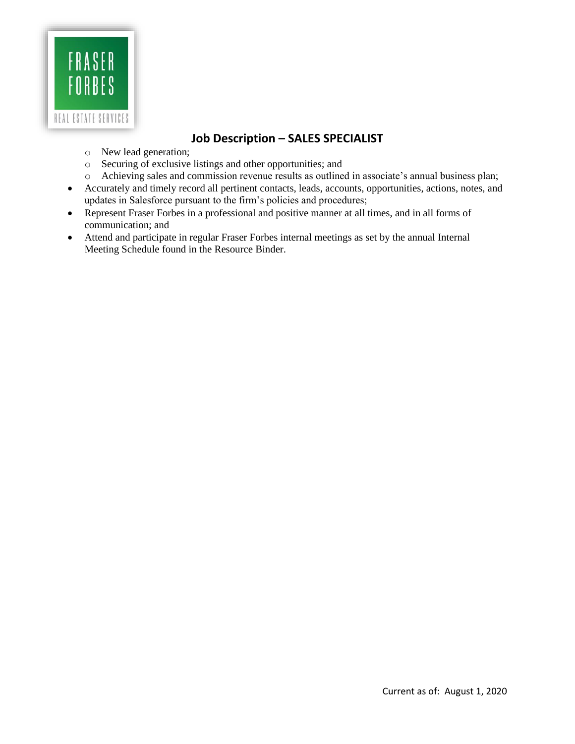## Job Description – SALES SPECIALIST

- New lead generation;
- Securing of exclusive listings and other opportunities; and
- Achieving sales and commission revenue results as outlined in associate's annual business plan;

- Accurately and timely record all pertinent contacts, leads, accounts, opportunities, actions, notes, and updates in Salesforce pursuant to the firm's policies and procedures;
- Represent Fraser Forbes in a professional and positive manner at all times, and in all forms of communication; and
- Attend and participate in regular Fraser Forbes internal meetings as set by the annual Internal Meeting Schedule found in the Resource Binder.

Current as of: August 1, 2020